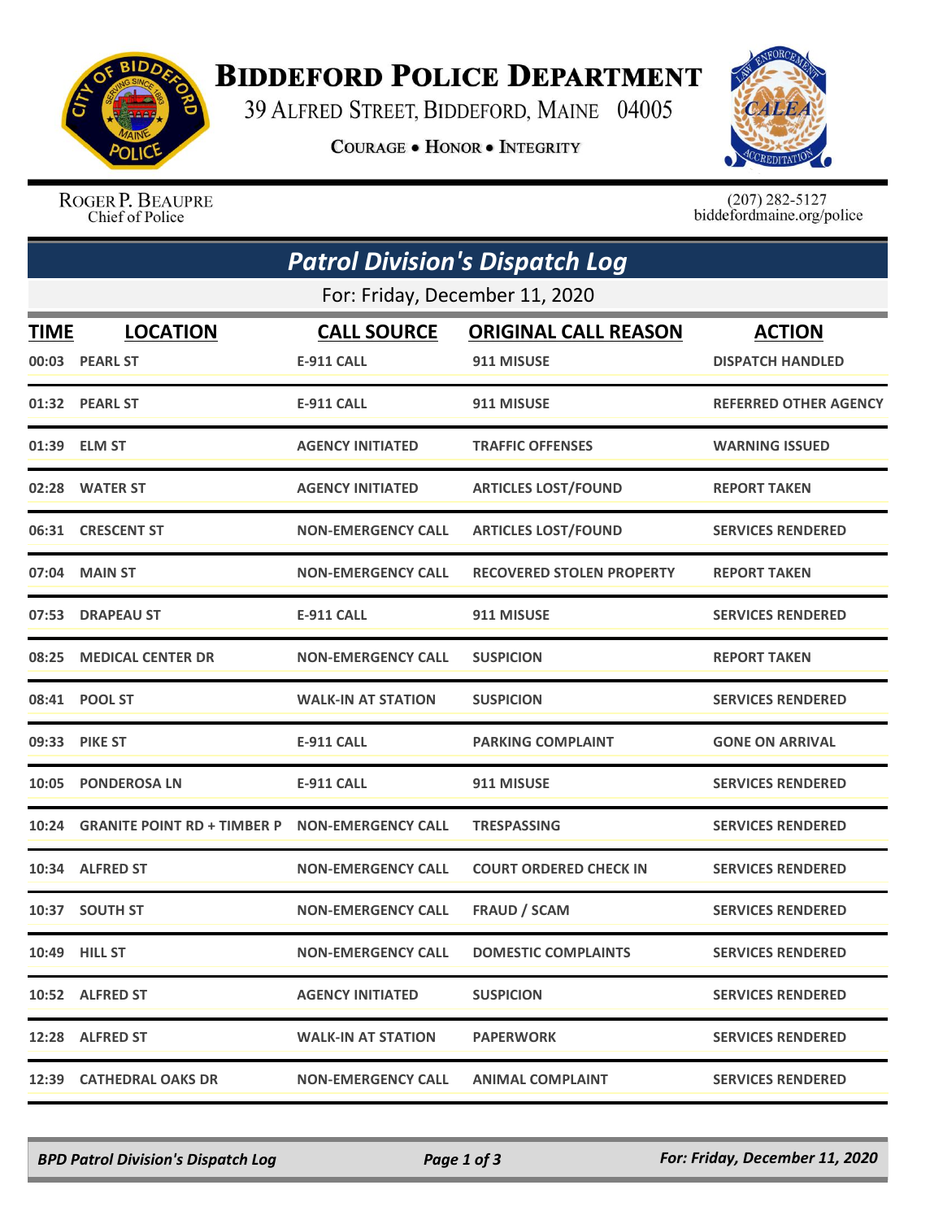# BIDDEFORD POLICE DEPARTMENT

39 ALFRED STREET, BIDDEFORD, MAINE 04005

**COURAGE • HONOR • INTEGRITY**

ROGER P. BEAUPRE
Chief of Police

(207) 282-5127
biddefordmaine.org/police

## *Patrol Division's Dispatch Log*

For: Friday, December 11, 2020

| TIME | LOCATION | CALL SOURCE | ORIGINAL CALL REASON | ACTION |
|---|---|---|---|---|
| 00:03 | PEARL ST | E-911 CALL | 911 MISUSE | DISPATCH HANDLED |
| 01:32 | PEARL ST | E-911 CALL | 911 MISUSE | REFERRED OTHER AGENCY |
| 01:39 | ELM ST | AGENCY INITIATED | TRAFFIC OFFENSES | WARNING ISSUED |
| 02:28 | WATER ST | AGENCY INITIATED | ARTICLES LOST/FOUND | REPORT TAKEN |
| 06:31 | CRESCENT ST | NON-EMERGENCY CALL | ARTICLES LOST/FOUND | SERVICES RENDERED |
| 07:04 | MAIN ST | NON-EMERGENCY CALL | RECOVERED STOLEN PROPERTY | REPORT TAKEN |
| 07:53 | DRAPEAU ST | E-911 CALL | 911 MISUSE | SERVICES RENDERED |
| 08:25 | MEDICAL CENTER DR | NON-EMERGENCY CALL | SUSPICION | REPORT TAKEN |
| 08:41 | POOL ST | WALK-IN AT STATION | SUSPICION | SERVICES RENDERED |
| 09:33 | PIKE ST | E-911 CALL | PARKING COMPLAINT | GONE ON ARRIVAL |
| 10:05 | PONDEROSA LN | E-911 CALL | 911 MISUSE | SERVICES RENDERED |
| 10:24 | GRANITE POINT RD + TIMBER P | NON-EMERGENCY CALL | TRESPASSING | SERVICES RENDERED |
| 10:34 | ALFRED ST | NON-EMERGENCY CALL | COURT ORDERED CHECK IN | SERVICES RENDERED |
| 10:37 | SOUTH ST | NON-EMERGENCY CALL | FRAUD / SCAM | SERVICES RENDERED |
| 10:49 | HILL ST | NON-EMERGENCY CALL | DOMESTIC COMPLAINTS | SERVICES RENDERED |
| 10:52 | ALFRED ST | AGENCY INITIATED | SUSPICION | SERVICES RENDERED |
| 12:28 | ALFRED ST | WALK-IN AT STATION | PAPERWORK | SERVICES RENDERED |
| 12:39 | CATHEDRAL OAKS DR | NON-EMERGENCY CALL | ANIMAL COMPLAINT | SERVICES RENDERED |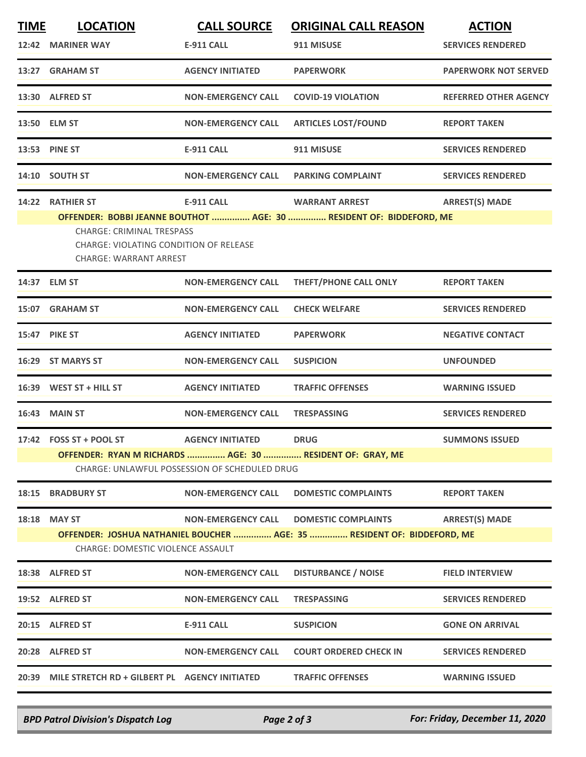| TIME | LOCATION | CALL SOURCE | ORIGINAL CALL REASON | ACTION |
|---|---|---|---|---|
| 12:42 | MARINER WAY | E-911 CALL | 911 MISUSE | SERVICES RENDERED |
| 13:27 | GRAHAM ST | AGENCY INITIATED | PAPERWORK | PAPERWORK NOT SERVED |
| 13:30 | ALFRED ST | NON-EMERGENCY CALL | COVID-19 VIOLATION | REFERRED OTHER AGENCY |
| 13:50 | ELM ST | NON-EMERGENCY CALL | ARTICLES LOST/FOUND | REPORT TAKEN |
| 13:53 | PINE ST | E-911 CALL | 911 MISUSE | SERVICES RENDERED |
| 14:10 | SOUTH ST | NON-EMERGENCY CALL | PARKING COMPLAINT | SERVICES RENDERED |
| 14:22 | RATHIER ST | E-911 CALL | WARRANT ARREST | ARREST(S) MADE |

**OFFENDER: BOBBI JEANNE BOUTHOT ............... AGE: 30 ............... RESIDENT OF: BIDDEFORD, ME**

CHARGE: CRIMINAL TRESPASS
CHARGE: VIOLATING CONDITION OF RELEASE
CHARGE: WARRANT ARREST

| TIME | LOCATION | CALL SOURCE | ORIGINAL CALL REASON | ACTION |
|---|---|---|---|---|
| 14:37 | ELM ST | NON-EMERGENCY CALL | THEFT/PHONE CALL ONLY | REPORT TAKEN |
| 15:07 | GRAHAM ST | NON-EMERGENCY CALL | CHECK WELFARE | SERVICES RENDERED |
| 15:47 | PIKE ST | AGENCY INITIATED | PAPERWORK | NEGATIVE CONTACT |
| 16:29 | ST MARYS ST | NON-EMERGENCY CALL | SUSPICION | UNFOUNDED |
| 16:39 | WEST ST + HILL ST | AGENCY INITIATED | TRAFFIC OFFENSES | WARNING ISSUED |
| 16:43 | MAIN ST | NON-EMERGENCY CALL | TRESPASSING | SERVICES RENDERED |
| 17:42 | FOSS ST + POOL ST | AGENCY INITIATED | DRUG | SUMMONS ISSUED |

**OFFENDER: RYAN M RICHARDS ............... AGE: 30 ............... RESIDENT OF: GRAY, ME**

CHARGE: UNLAWFUL POSSESSION OF SCHEDULED DRUG

| TIME | LOCATION | CALL SOURCE | ORIGINAL CALL REASON | ACTION |
|---|---|---|---|---|
| 18:15 | BRADBURY ST | NON-EMERGENCY CALL | DOMESTIC COMPLAINTS | REPORT TAKEN |
| 18:18 | MAY ST | NON-EMERGENCY CALL | DOMESTIC COMPLAINTS | ARREST(S) MADE |

**OFFENDER: JOSHUA NATHANIEL BOUCHER ............... AGE: 35 ............... RESIDENT OF: BIDDEFORD, ME**

CHARGE: DOMESTIC VIOLENCE ASSAULT

| TIME | LOCATION | CALL SOURCE | ORIGINAL CALL REASON | ACTION |
|---|---|---|---|---|
| 18:38 | ALFRED ST | NON-EMERGENCY CALL | DISTURBANCE / NOISE | FIELD INTERVIEW |
| 19:52 | ALFRED ST | NON-EMERGENCY CALL | TRESPASSING | SERVICES RENDERED |
| 20:15 | ALFRED ST | E-911 CALL | SUSPICION | GONE ON ARRIVAL |
| 20:28 | ALFRED ST | NON-EMERGENCY CALL | COURT ORDERED CHECK IN | SERVICES RENDERED |
| 20:39 | MILE STRETCH RD + GILBERT PL | AGENCY INITIATED | TRAFFIC OFFENSES | WARNING ISSUED |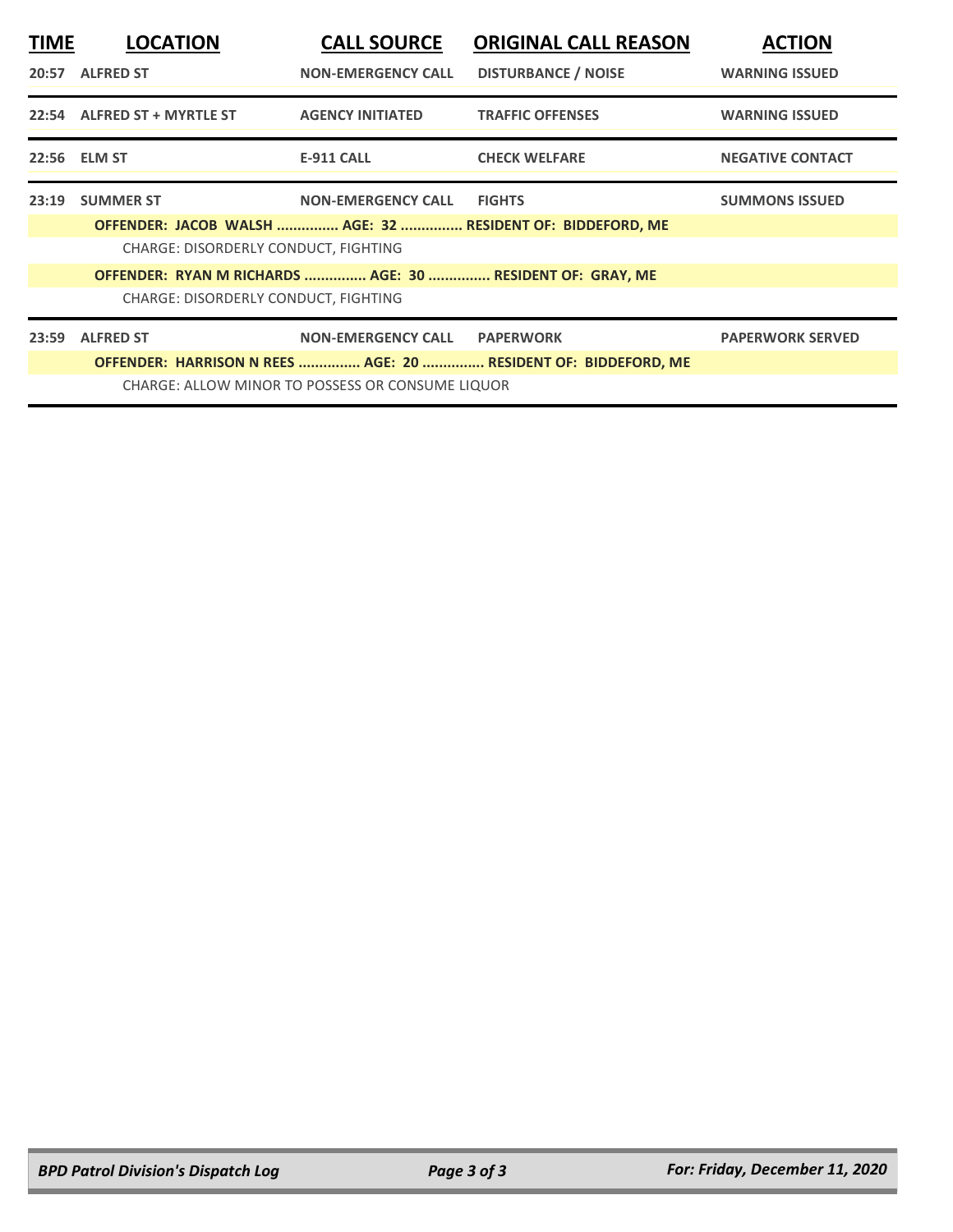| TIME | LOCATION | CALL SOURCE | ORIGINAL CALL REASON | ACTION |
|---|---|---|---|---|
| 20:57 | ALFRED ST | NON-EMERGENCY CALL | DISTURBANCE / NOISE | WARNING ISSUED |
| 22:54 | ALFRED ST + MYRTLE ST | AGENCY INITIATED | TRAFFIC OFFENSES | WARNING ISSUED |
| 22:56 | ELM ST | E-911 CALL | CHECK WELFARE | NEGATIVE CONTACT |
| 23:19 | SUMMER ST | NON-EMERGENCY CALL | FIGHTS | SUMMONS ISSUED |
| | **OFFENDER: JACOB WALSH ............... AGE: 32 ............... RESIDENT OF: BIDDEFORD, ME** | | | |
| | CHARGE: DISORDERLY CONDUCT, FIGHTING | | | |
| | **OFFENDER: RYAN M RICHARDS ............... AGE: 30 ............... RESIDENT OF: GRAY, ME** | | | |
| | CHARGE: DISORDERLY CONDUCT, FIGHTING | | | |
| 23:59 | ALFRED ST | NON-EMERGENCY CALL | PAPERWORK | PAPERWORK SERVED |
| | **OFFENDER: HARRISON N REES ............... AGE: 20 ............... RESIDENT OF: BIDDEFORD, ME** | | | |
| | CHARGE: ALLOW MINOR TO POSSESS OR CONSUME LIQUOR | | | |